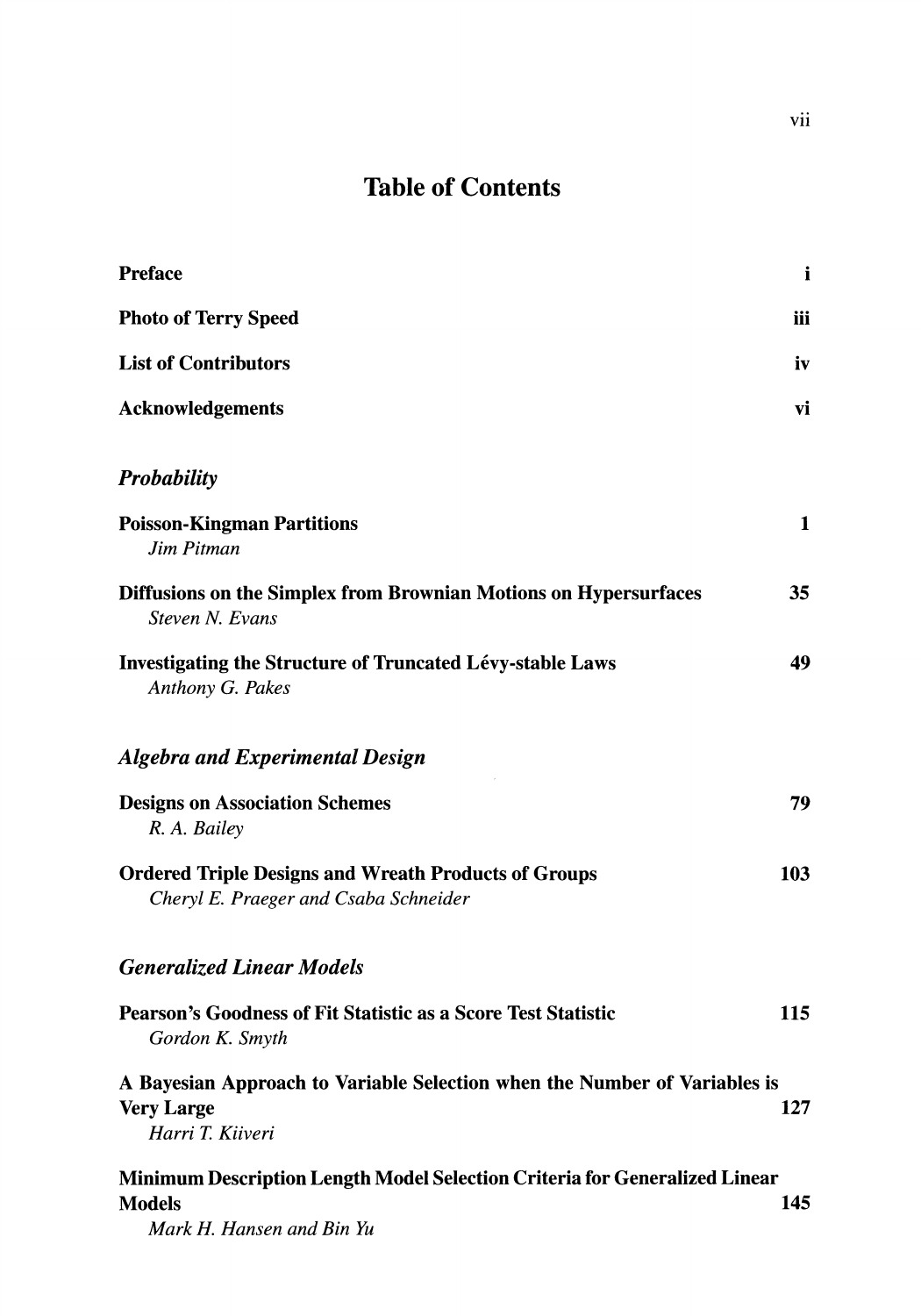# Table of Contents

**Preface** i

**Photo of Terry Speed** iii

**List of Contributors** iv

**Acknowledgements** vi

## *Probability*

**Poisson-Kingman Partitions** 1
*Jim Pitman*

**Diffusions on the Simplex from Brownian Motions on Hypersurfaces** 35
*Steven N. Evans*

**Investigating the Structure of Truncated Lévy-stable Laws** 49
*Anthony G. Pakes*

## *Algebra and Experimental Design*

**Designs on Association Schemes** 79
*R. A. Bailey*

**Ordered Triple Designs and Wreath Products of Groups** 103
*Cheryl E. Praeger and Csaba Schneider*

## *Generalized Linear Models*

**Pearson's Goodness of Fit Statistic as a Score Test Statistic** 115
*Gordon K. Smyth*

**A Bayesian Approach to Variable Selection when the Number of Variables is Very Large** 127
*Harri T. Kiiveri*

**Minimum Description Length Model Selection Criteria for Generalized Linear Models** 145
*Mark H. Hansen and Bin Yu*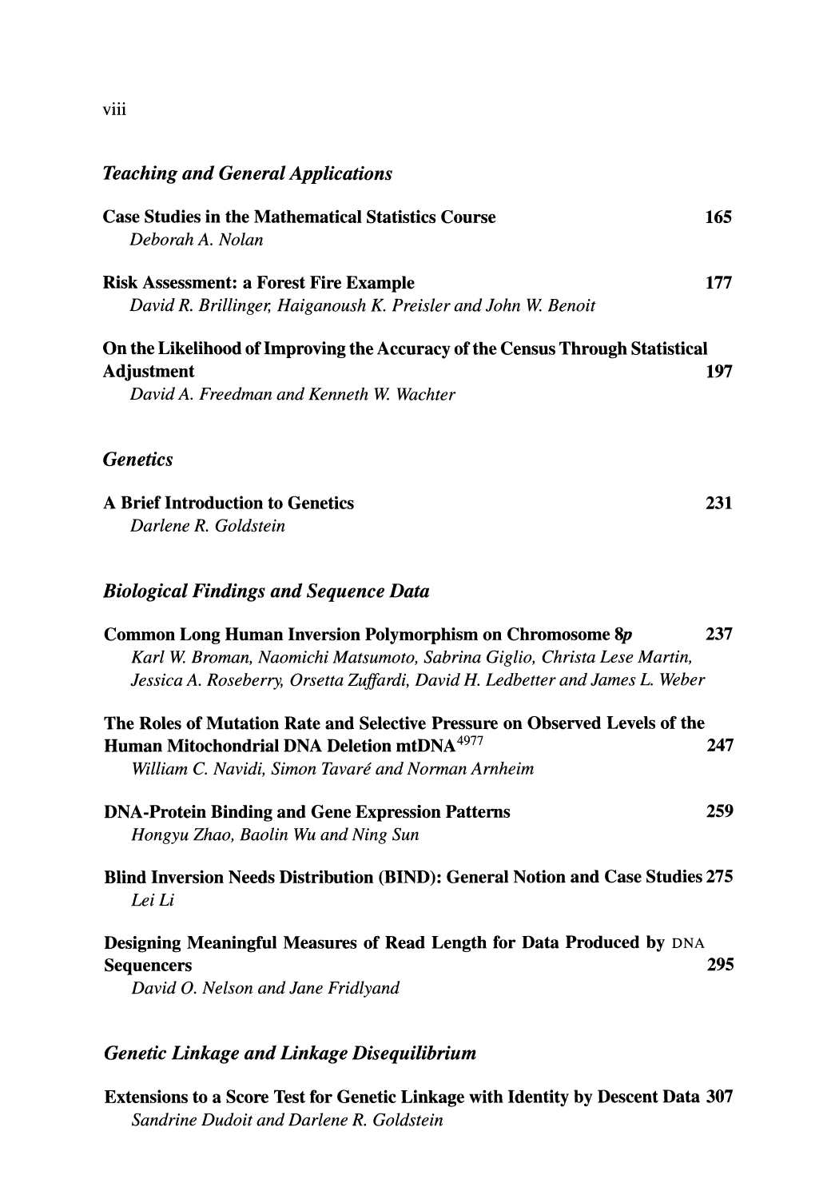## *Teaching and General Applications*

**Case Studies in the Mathematical Statistics Course** **165**
*Deborah A. Nolan*

**Risk Assessment: a Forest Fire Example** **177**
*David R. Brillinger, Haiganoush K. Preisler and John W. Benoit*

**On the Likelihood of Improving the Accuracy of the Census Through Statistical Adjustment** **197**
*David A. Freedman and Kenneth W. Wachter*

## *Genetics*

**A Brief Introduction to Genetics** **231**
*Darlene R. Goldstein*

## *Biological Findings and Sequence Data*

**Common Long Human Inversion Polymorphism on Chromosome 8*p*** **237**
*Karl W. Broman, Naomichi Matsumoto, Sabrina Giglio, Christa Lese Martin, Jessica A. Roseberry, Orsetta Zuffardi, David H. Ledbetter and James L. Weber*

**The Roles of Mutation Rate and Selective Pressure on Observed Levels of the Human Mitochondrial DNA Deletion mtDNA$^{4977}$** **247**
*William C. Navidi, Simon Tavaré and Norman Arnheim*

**DNA-Protein Binding and Gene Expression Patterns** **259**
*Hongyu Zhao, Baolin Wu and Ning Sun*

**Blind Inversion Needs Distribution (BIND): General Notion and Case Studies** **275**
*Lei Li*

**Designing Meaningful Measures of Read Length for Data Produced by DNA Sequencers** **295**
*David O. Nelson and Jane Fridlyand*

## *Genetic Linkage and Linkage Disequilibrium*

**Extensions to a Score Test for Genetic Linkage with Identity by Descent Data** **307**
*Sandrine Dudoit and Darlene R. Goldstein*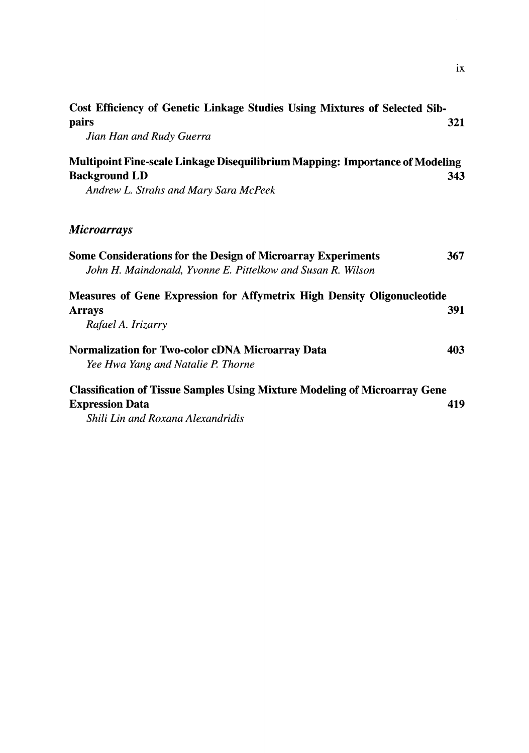**Cost Efficiency of Genetic Linkage Studies Using Mixtures of Selected Sib-pairs** **321**
*Jian Han and Rudy Guerra*

**Multipoint Fine-scale Linkage Disequilibrium Mapping: Importance of Modeling Background LD** **343**
*Andrew L. Strahs and Mary Sara McPeek*

## *Microarrays*

**Some Considerations for the Design of Microarray Experiments** **367**
*John H. Maindonald, Yvonne E. Pittelkow and Susan R. Wilson*

**Measures of Gene Expression for Affymetrix High Density Oligonucleotide Arrays** **391**
*Rafael A. Irizarry*

**Normalization for Two-color cDNA Microarray Data** **403**
*Yee Hwa Yang and Natalie P. Thorne*

**Classification of Tissue Samples Using Mixture Modeling of Microarray Gene Expression Data** **419**
*Shili Lin and Roxana Alexandridis*